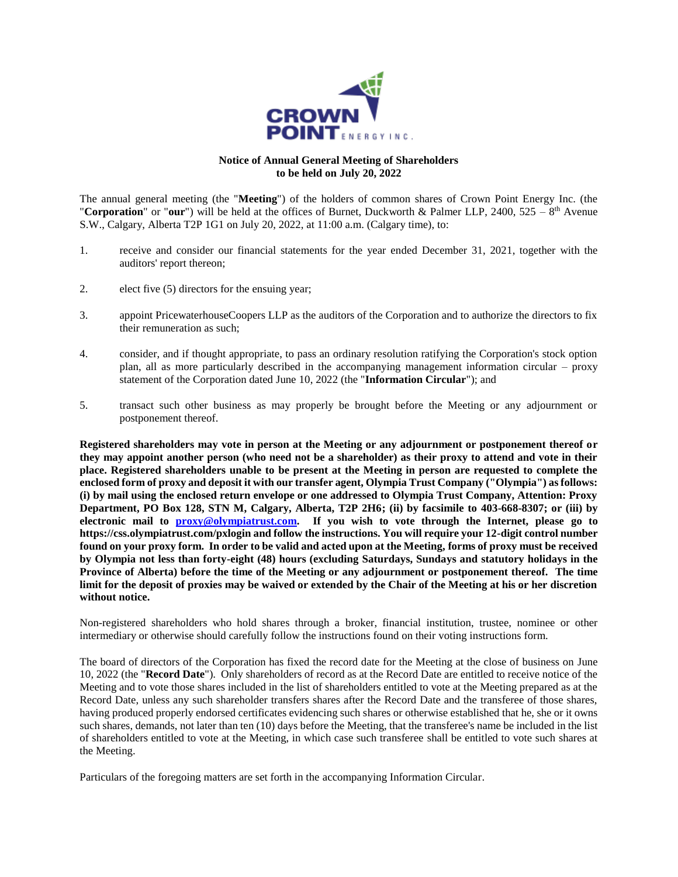# Notice of Annual General Meeting of Shareholders to be held on July 20, 2022

The annual general meeting (the "**Meeting**") of the holders of common shares of Crown Point Energy Inc. (the "**Corporation**" or "**our**") will be held at the offices of Burnet, Duckworth & Palmer LLP, 2400, 525 – 8th Avenue S.W., Calgary, Alberta T2P 1G1 on July 20, 2022, at 11:00 a.m. (Calgary time), to:

1. receive and consider our financial statements for the year ended December 31, 2021, together with the auditors' report thereon;
2. elect five (5) directors for the ensuing year;
3. appoint PricewaterhouseCoopers LLP as the auditors of the Corporation and to authorize the directors to fix their remuneration as such;
4. consider, and if thought appropriate, to pass an ordinary resolution ratifying the Corporation's stock option plan, all as more particularly described in the accompanying management information circular – proxy statement of the Corporation dated June 10, 2022 (the "**Information Circular**"); and
5. transact such other business as may properly be brought before the Meeting or any adjournment or postponement thereof.

**Registered shareholders may vote in person at the Meeting or any adjournment or postponement thereof or they may appoint another person (who need not be a shareholder) as their proxy to attend and vote in their place. Registered shareholders unable to be present at the Meeting in person are requested to complete the enclosed form of proxy and deposit it with our transfer agent, Olympia Trust Company ("Olympia") as follows: (i) by mail using the enclosed return envelope or one addressed to Olympia Trust Company, Attention: Proxy Department, PO Box 128, STN M, Calgary, Alberta, T2P 2H6; (ii) by facsimile to 403-668-8307; or (iii) by electronic mail to proxy@olympiatrust.com. If you wish to vote through the Internet, please go to https://css.olympiatrust.com/pxlogin and follow the instructions. You will require your 12-digit control number found on your proxy form. In order to be valid and acted upon at the Meeting, forms of proxy must be received by Olympia not less than forty-eight (48) hours (excluding Saturdays, Sundays and statutory holidays in the Province of Alberta) before the time of the Meeting or any adjournment or postponement thereof. The time limit for the deposit of proxies may be waived or extended by the Chair of the Meeting at his or her discretion without notice.**

Non-registered shareholders who hold shares through a broker, financial institution, trustee, nominee or other intermediary or otherwise should carefully follow the instructions found on their voting instructions form.

The board of directors of the Corporation has fixed the record date for the Meeting at the close of business on June 10, 2022 (the "**Record Date**"). Only shareholders of record as at the Record Date are entitled to receive notice of the Meeting and to vote those shares included in the list of shareholders entitled to vote at the Meeting prepared as at the Record Date, unless any such shareholder transfers shares after the Record Date and the transferee of those shares, having produced properly endorsed certificates evidencing such shares or otherwise established that he, she or it owns such shares, demands, not later than ten (10) days before the Meeting, that the transferee's name be included in the list of shareholders entitled to vote at the Meeting, in which case such transferee shall be entitled to vote such shares at the Meeting.

Particulars of the foregoing matters are set forth in the accompanying Information Circular.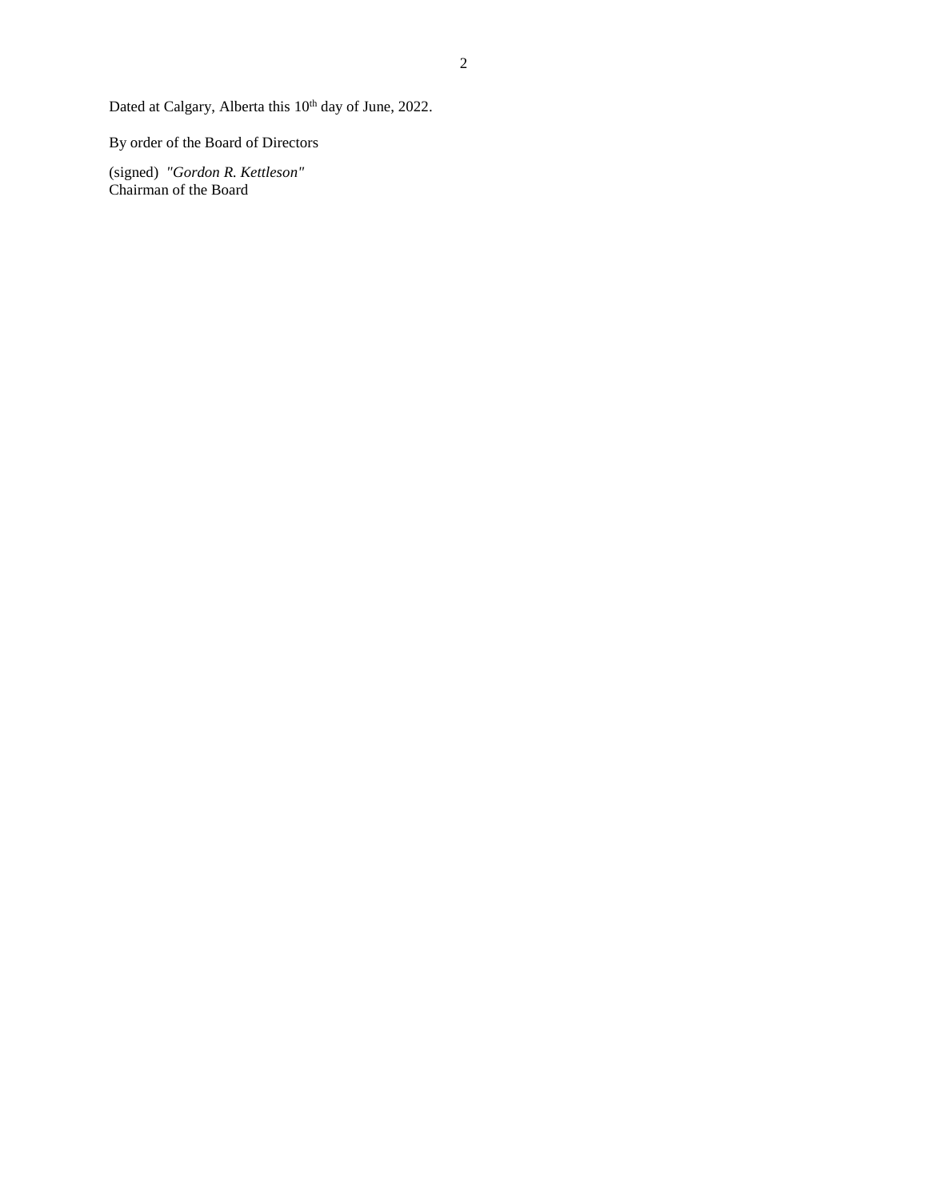Dated at Calgary, Alberta this 10th day of June, 2022.

By order of the Board of Directors

(signed) *"Gordon R. Kettleson"*
Chairman of the Board